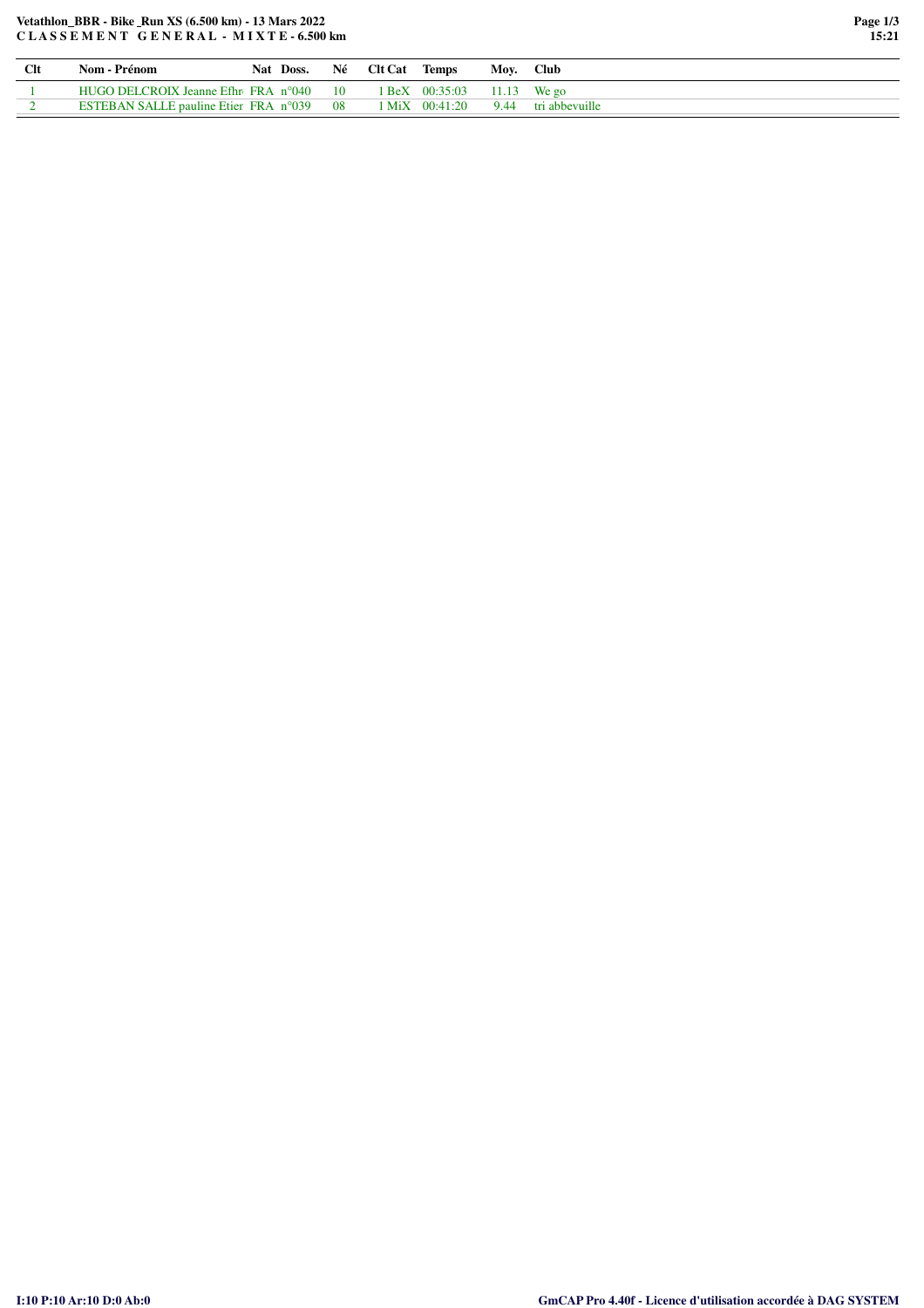**Vetathlon_BBR - Bike _Run XS (6.500 km) - 13 Mars 2022**
**C L A S S E M E N T G E N E R A L - M I X T E - 6.500 km**

| Clt | Nom - Prénom | Nat | Doss. | Né | Clt Cat | Temps | Moy. | Club |
|---|---|---|---|---|---|---|---|---|
| 1 | HUGO DELCROIX Jeanne Efhr | FRA | n°040 | 10 | 1 BeX | 00:35:03 | 11.13 | We go |
| 2 | ESTEBAN SALLE pauline Etier | FRA | n°039 | 08 | 1 MiX | 00:41:20 | 9.44 | tri abbevuille |

I:10 P:10 Ar:10 D:0 Ab:0

GmCAP Pro 4.40f - Licence d'utilisation accordée à DAG SYSTEM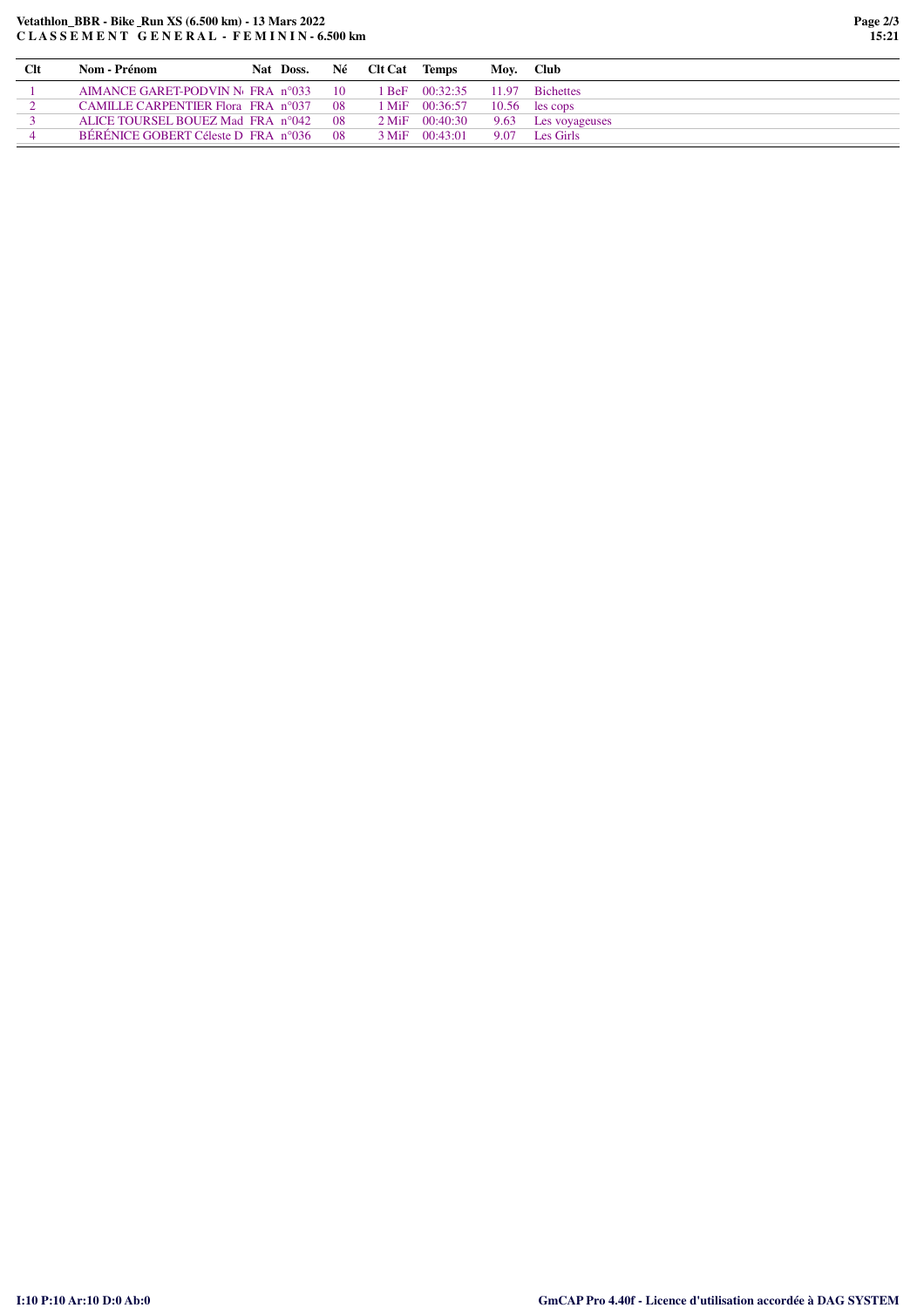**Vetathlon_BBR - Bike _Run XS (6.500 km) - 13 Mars 2022**
**C L A S S E M E N T G E N E R A L - F E M I N I N - 6.500 km**

| Clt | Nom - Prénom | Nat | Doss. | Né | Clt Cat | Temps | Moy. | Club |
|---|---|---|---|---|---|---|---|---|
| 1 | AIMANCE GARET-PODVIN N | FRA | n°033 | 10 | 1 BeF | 00:32:35 | 11.97 | Bichettes |
| 2 | CAMILLE CARPENTIER Flora | FRA | n°037 | 08 | 1 MiF | 00:36:57 | 10.56 | les cops |
| 3 | ALICE TOURSEL BOUEZ Mad | FRA | n°042 | 08 | 2 MiF | 00:40:30 | 9.63 | Les voyageuses |
| 4 | BÉRÉNICE GOBERT Céleste D | FRA | n°036 | 08 | 3 MiF | 00:43:01 | 9.07 | Les Girls |

I:10 P:10 Ar:10 D:0 Ab:0

GmCAP Pro 4.40f - Licence d'utilisation accordée à DAG SYSTEM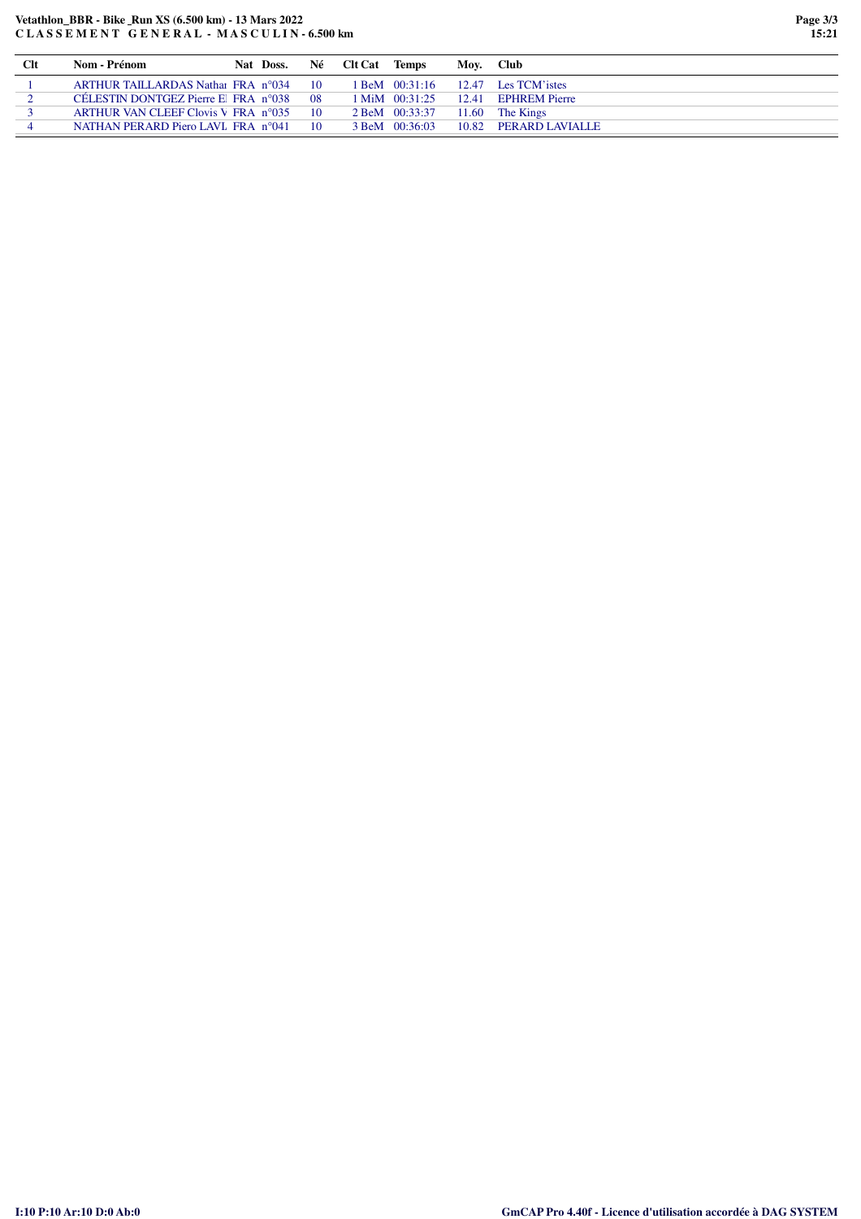**Vetathlon_BBR - Bike _Run XS (6.500 km) - 13 Mars 2022**
**C L A S S E M E N T G E N E R A L - M A S C U L I N - 6.500 km**

| Clt | Nom - Prénom | Nat | Doss. | Né | Clt Cat | Temps | Moy. | Club |
|---|---|---|---|---|---|---|---|---|
| 1 | ARTHUR TAILLARDAS Nathar | FRA | n°034 | 10 | 1 BeM | 00:31:16 | 12.47 | Les TCM'istes |
| 2 | CÉLESTIN DONTGEZ Pierre E | FRA | n°038 | 08 | 1 MiM | 00:31:25 | 12.41 | EPHREM Pierre |
| 3 | ARTHUR VAN CLEEF Clovis V | FRA | n°035 | 10 | 2 BeM | 00:33:37 | 11.60 | The Kings |
| 4 | NATHAN PERARD Piero LAVL | FRA | n°041 | 10 | 3 BeM | 00:36:03 | 10.82 | PERARD LAVIALLE |

I:10 P:10 Ar:10 D:0 Ab:0

GmCAP Pro 4.40f - Licence d'utilisation accordée à DAG SYSTEM